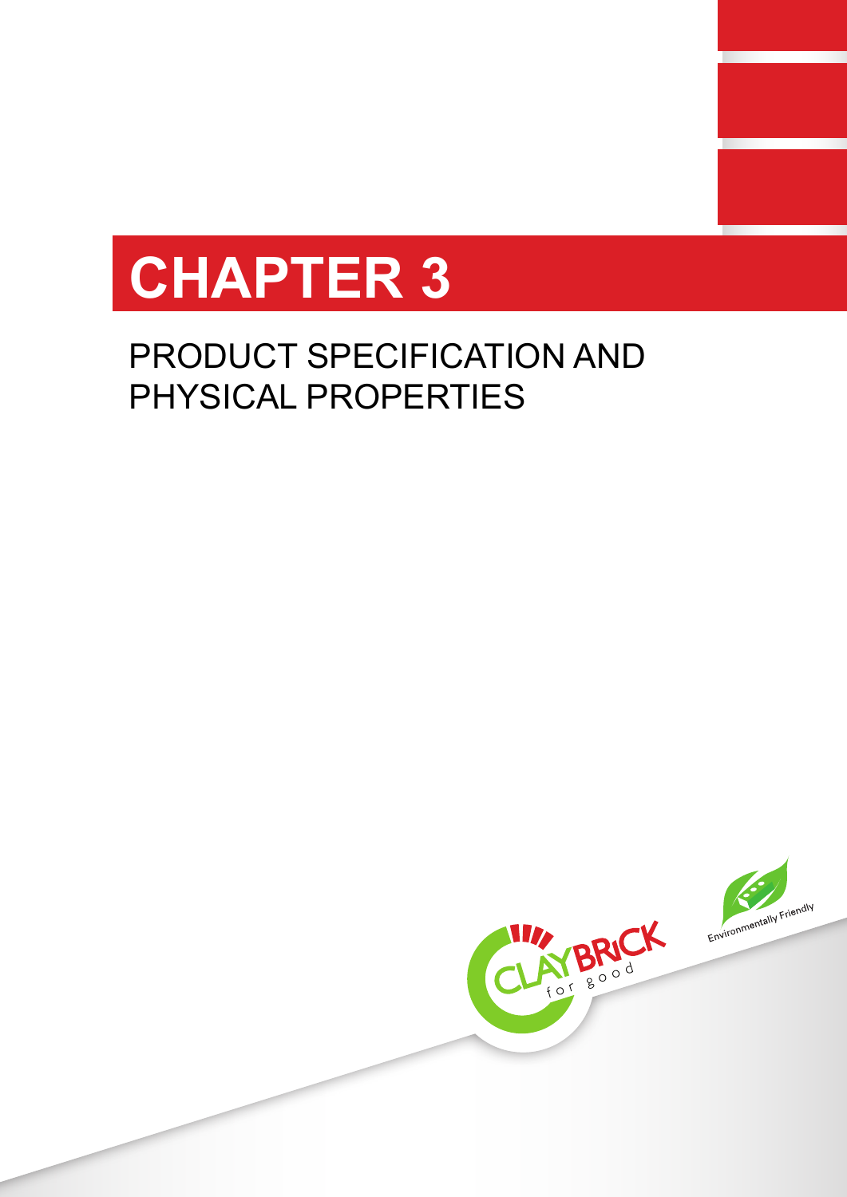# CHAPTER 3

## PRODUCT SPECIFICATION AND PHYSICAL PROPERTIES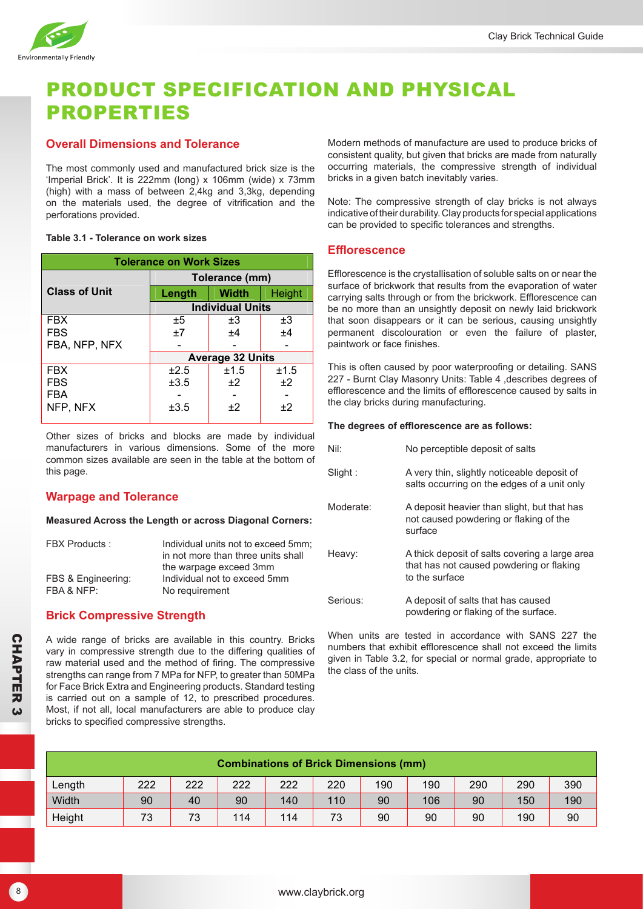# PRODUCT SPECIFICATION AND PHYSICAL PROPERTIES

## Overall Dimensions and Tolerance

The most commonly used and manufactured brick size is the 'Imperial Brick'. It is 222mm (long) x 106mm (wide) x 73mm (high) with a mass of between 2,4kg and 3,3kg, depending on the materials used, the degree of vitrification and the perforations provided.

**Table 3.1 - Tolerance on work sizes**

| Tolerance on Work Sizes | | | |
|---|---|---|---|
| Class of Unit | Tolerance (mm) | | |
| | Length | Width | Height |
| | Individual Units | | |
| FBX | ±5 | ±3 | ±3 |
| FBS | ±7 | ±4 | ±4 |
| FBA, NFP, NFX | - | - | - |
| | Average 32 Units | | |
| FBX | ±2.5 | ±1.5 | ±1.5 |
| FBS | ±3.5 | ±2 | ±2 |
| FBA | - | - | - |
| NFP, NFX | ±3.5 | ±2 | ±2 |

Other sizes of bricks and blocks are made by individual manufacturers in various dimensions. Some of the more common sizes available are seen in the table at the bottom of this page.

## Warpage and Tolerance

**Measured Across the Length or across Diagonal Corners:**

| | |
|---|---|
| FBX Products : | Individual units not to exceed 5mm; in not more than three units shall the warpage exceed 3mm |
| FBS & Engineering: | Individual not to exceed 5mm |
| FBA & NFP: | No requirement |

## Brick Compressive Strength

A wide range of bricks are available in this country. Bricks vary in compressive strength due to the differing qualities of raw material used and the method of firing. The compressive strengths can range from 7 MPa for NFP, to greater than 50MPa for Face Brick Extra and Engineering products. Standard testing is carried out on a sample of 12, to prescribed procedures. Most, if not all, local manufacturers are able to produce clay bricks to specified compressive strengths.

Modern methods of manufacture are used to produce bricks of consistent quality, but given that bricks are made from naturally occurring materials, the compressive strength of individual bricks in a given batch inevitably varies.

Note: The compressive strength of clay bricks is not always indicative of their durability. Clay products for special applications can be provided to specific tolerances and strengths.

## Efflorescence

Efflorescence is the crystallisation of soluble salts on or near the surface of brickwork that results from the evaporation of water carrying salts through or from the brickwork. Efflorescence can be no more than an unsightly deposit on newly laid brickwork that soon disappears or it can be serious, causing unsightly permanent discolouration or even the failure of plaster, paintwork or face finishes.

This is often caused by poor waterproofing or detailing. SANS 227 - Burnt Clay Masonry Units: Table 4 ,describes degrees of efflorescence and the limits of efflorescence caused by salts in the clay bricks during manufacturing.

**The degrees of efflorescence are as follows:**

| | |
|---|---|
| Nil: | No perceptible deposit of salts |
| Slight : | A very thin, slightly noticeable deposit of salts occurring on the edges of a unit only |
| Moderate: | A deposit heavier than slight, but that has not caused powdering or flaking of the surface |
| Heavy: | A thick deposit of salts covering a large area that has not caused powdering or flaking to the surface |
| Serious: | A deposit of salts that has caused powdering or flaking of the surface. |

When units are tested in accordance with SANS 227 the numbers that exhibit efflorescence shall not exceed the limits given in Table 3.2, for special or normal grade, appropriate to the class of the units.

| Combinations of Brick Dimensions (mm) | | | | | | | | | | |
|---|---|---|---|---|---|---|---|---|---|---|
| Length | 222 | 222 | 222 | 222 | 220 | 190 | 190 | 290 | 290 | 390 |
| Width | 90 | 40 | 90 | 140 | 110 | 90 | 106 | 90 | 150 | 190 |
| Height | 73 | 73 | 114 | 114 | 73 | 90 | 90 | 90 | 190 | 90 |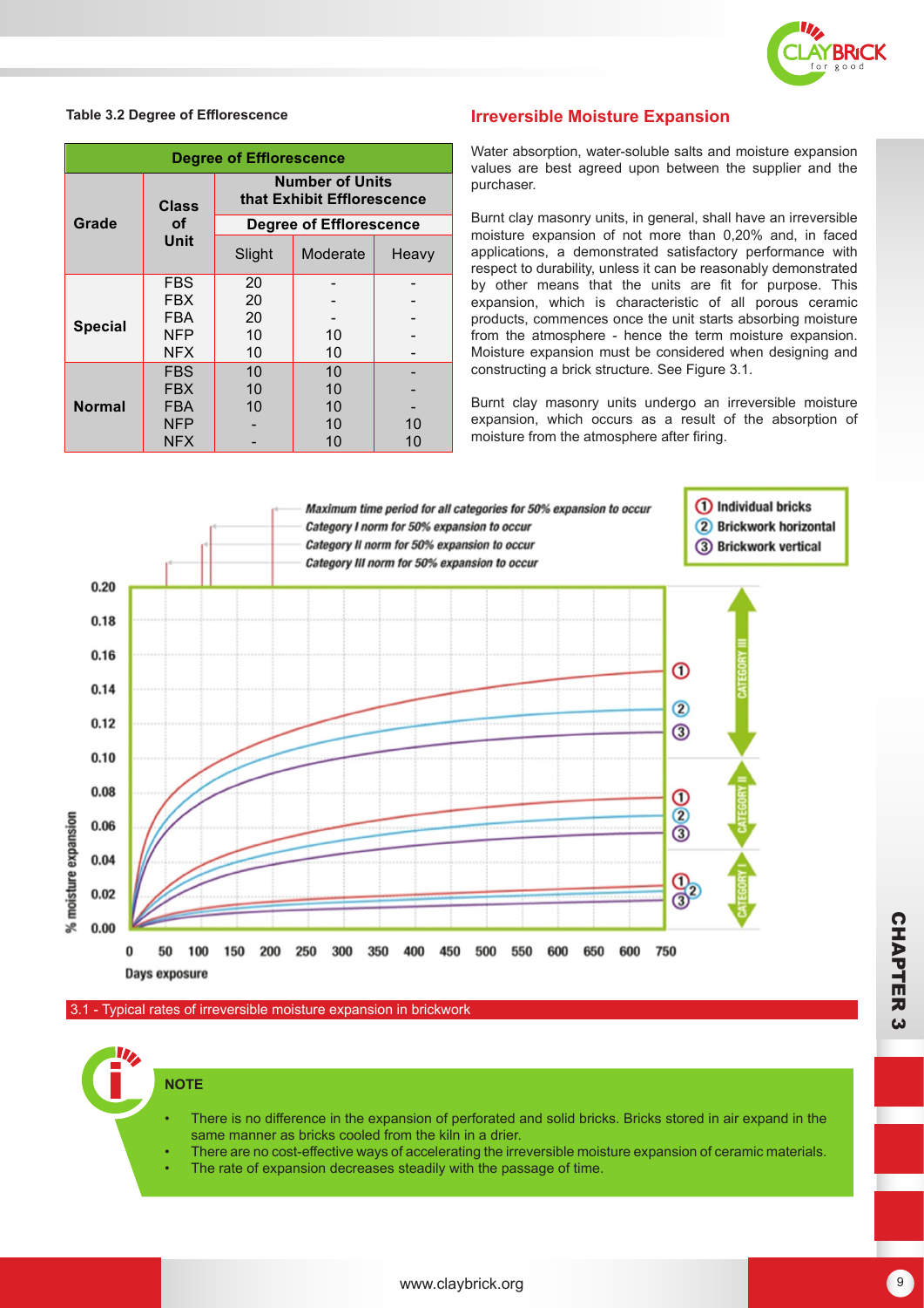**Table 3.2 Degree of Efflorescence**

| Degree of Efflorescence | | | | |
|---|---|---|---|---|
| Grade | Class of Unit | Number of Units that Exhibit Efflorescence | | |
| | | Degree of Efflorescence | | |
| | | Slight | Moderate | Heavy |
| Special | FBS | 20 | - | - |
| | FBX | 20 | - | - |
| | FBA | 20 | - | - |
| | NFP | 10 | 10 | - |
| | NFX | 10 | 10 | - |
| Normal | FBS | 10 | 10 | - |
| | FBX | 10 | 10 | - |
| | FBA | 10 | 10 | - |
| | NFP | - | 10 | 10 |
| | NFX | - | 10 | 10 |

## Irreversible Moisture Expansion

Water absorption, water-soluble salts and moisture expansion values are best agreed upon between the supplier and the purchaser.

Burnt clay masonry units, in general, shall have an irreversible moisture expansion of not more than 0,20% and, in faced applications, a demonstrated satisfactory performance with respect to durability, unless it can be reasonably demonstrated by other means that the units are fit for purpose. This expansion, which is characteristic of all porous ceramic products, commences once the unit starts absorbing moisture from the atmosphere - hence the term moisture expansion. Moisture expansion must be considered when designing and constructing a brick structure. See Figure 3.1.

Burnt clay masonry units undergo an irreversible moisture expansion, which occurs as a result of the absorption of moisture from the atmosphere after firing.

3.1 - Typical rates of irreversible moisture expansion in brickwork

**NOTE**

- There is no difference in the expansion of perforated and solid bricks. Bricks stored in air expand in the same manner as bricks cooled from the kiln in a drier.
- There are no cost-effective ways of accelerating the irreversible moisture expansion of ceramic materials.
- The rate of expansion decreases steadily with the passage of time.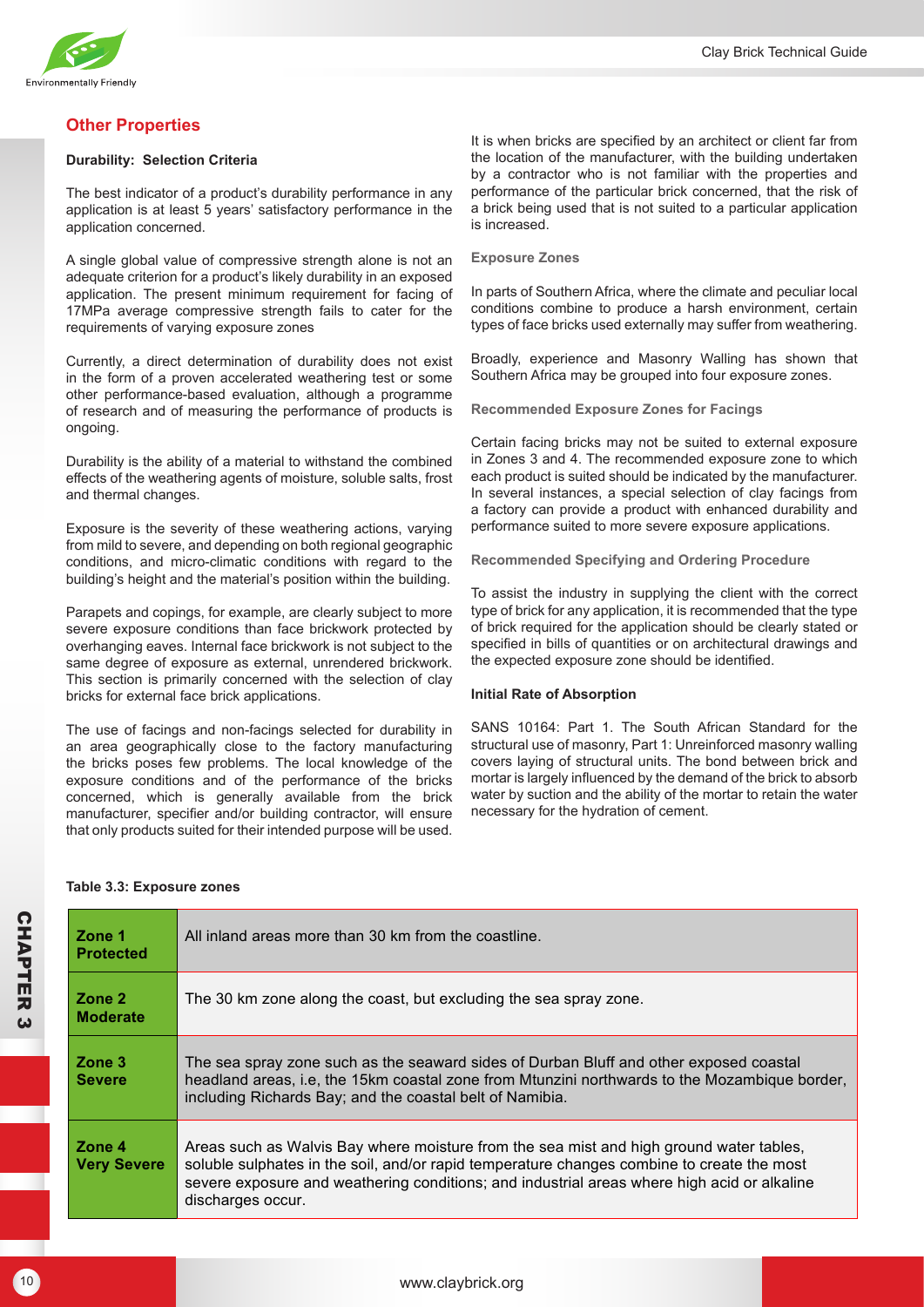## Other Properties

### Durability: Selection Criteria

The best indicator of a product's durability performance in any application is at least 5 years' satisfactory performance in the application concerned.

A single global value of compressive strength alone is not an adequate criterion for a product's likely durability in an exposed application. The present minimum requirement for facing of 17MPa average compressive strength fails to cater for the requirements of varying exposure zones

Currently, a direct determination of durability does not exist in the form of a proven accelerated weathering test or some other performance-based evaluation, although a programme of research and of measuring the performance of products is ongoing.

Durability is the ability of a material to withstand the combined effects of the weathering agents of moisture, soluble salts, frost and thermal changes.

Exposure is the severity of these weathering actions, varying from mild to severe, and depending on both regional geographic conditions, and micro-climatic conditions with regard to the building's height and the material's position within the building.

Parapets and copings, for example, are clearly subject to more severe exposure conditions than face brickwork protected by overhanging eaves. Internal face brickwork is not subject to the same degree of exposure as external, unrendered brickwork. This section is primarily concerned with the selection of clay bricks for external face brick applications.

The use of facings and non-facings selected for durability in an area geographically close to the factory manufacturing the bricks poses few problems. The local knowledge of the exposure conditions and of the performance of the bricks concerned, which is generally available from the brick manufacturer, specifier and/or building contractor, will ensure that only products suited for their intended purpose will be used.

It is when bricks are specified by an architect or client far from the location of the manufacturer, with the building undertaken by a contractor who is not familiar with the properties and performance of the particular brick concerned, that the risk of a brick being used that is not suited to a particular application is increased.

#### Exposure Zones

In parts of Southern Africa, where the climate and peculiar local conditions combine to produce a harsh environment, certain types of face bricks used externally may suffer from weathering.

Broadly, experience and Masonry Walling has shown that Southern Africa may be grouped into four exposure zones.

#### Recommended Exposure Zones for Facings

Certain facing bricks may not be suited to external exposure in Zones 3 and 4. The recommended exposure zone to which each product is suited should be indicated by the manufacturer. In several instances, a special selection of clay facings from a factory can provide a product with enhanced durability and performance suited to more severe exposure applications.

#### Recommended Specifying and Ordering Procedure

To assist the industry in supplying the client with the correct type of brick for any application, it is recommended that the type of brick required for the application should be clearly stated or specified in bills of quantities or on architectural drawings and the expected exposure zone should be identified.

### Initial Rate of Absorption

SANS 10164: Part 1. The South African Standard for the structural use of masonry, Part 1: Unreinforced masonry walling covers laying of structural units. The bond between brick and mortar is largely influenced by the demand of the brick to absorb water by suction and the ability of the mortar to retain the water necessary for the hydration of cement.

**Table 3.3: Exposure zones**

| Zone | Description |
|---|---|
| **Zone 1 Protected** | All inland areas more than 30 km from the coastline. |
| **Zone 2 Moderate** | The 30 km zone along the coast, but excluding the sea spray zone. |
| **Zone 3 Severe** | The sea spray zone such as the seaward sides of Durban Bluff and other exposed coastal headland areas, i.e, the 15km coastal zone from Mtunzini northwards to the Mozambique border, including Richards Bay; and the coastal belt of Namibia. |
| **Zone 4 Very Severe** | Areas such as Walvis Bay where moisture from the sea mist and high ground water tables, soluble sulphates in the soil, and/or rapid temperature changes combine to create the most severe exposure and weathering conditions; and industrial areas where high acid or alkaline discharges occur. |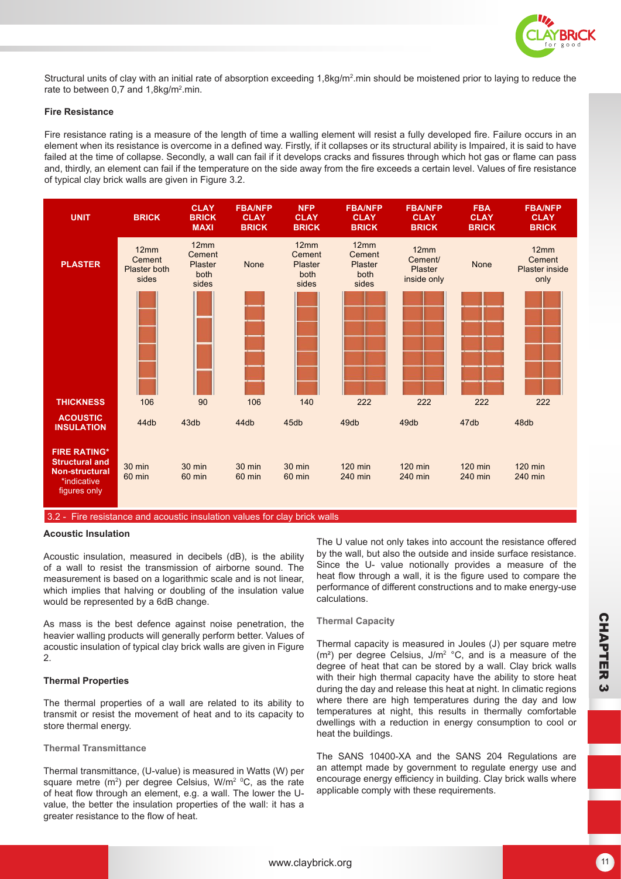Structural units of clay with an initial rate of absorption exceeding 1,8kg/m$^2$.min should be moistened prior to laying to reduce the rate to between 0,7 and 1,8kg/m$^2$.min.

**Fire Resistance**

Fire resistance rating is a measure of the length of time a walling element will resist a fully developed fire. Failure occurs in an element when its resistance is overcome in a defined way. Firstly, if it collapses or its structural ability is Impaired, it is said to have failed at the time of collapse. Secondly, a wall can fail if it develops cracks and fissures through which hot gas or flame can pass and, thirdly, an element can fail if the temperature on the side away from the fire exceeds a certain level. Values of fire resistance of typical clay brick walls are given in Figure 3.2.

| UNIT | BRICK | CLAY BRICK MAXI | FBA/NFP CLAY BRICK | NFP CLAY BRICK | FBA/NFP CLAY BRICK | FBA/NFP CLAY BRICK | FBA CLAY BRICK | FBA/NFP CLAY BRICK |
|---|---|---|---|---|---|---|---|---|
| PLASTER | 12mm Cement Plaster both sides | 12mm Cement Plaster both sides | None | 12mm Cement Plaster both sides | 12mm Cement Plaster both sides | 12mm Cement/ Plaster inside only | None | 12mm Cement Plaster inside only |
| THICKNESS | 106 | 90 | 106 | 140 | 222 | 222 | 222 | 222 |
| ACOUSTIC INSULATION | 44db | 43db | 44db | 45db | 49db | 49db | 47db | 48db |
| FIRE RATING* Structural and Non-structural *indicative figures only | 30 min 60 min | 30 min 60 min | 30 min 60 min | 30 min 60 min | 120 min 240 min | 120 min 240 min | 120 min 240 min | 120 min 240 min |

3.2 - Fire resistance and acoustic insulation values for clay brick walls

**Acoustic Insulation**

Acoustic insulation, measured in decibels (dB), is the ability of a wall to resist the transmission of airborne sound. The measurement is based on a logarithmic scale and is not linear, which implies that halving or doubling of the insulation value would be represented by a 6dB change.

As mass is the best defence against noise penetration, the heavier walling products will generally perform better. Values of acoustic insulation of typical clay brick walls are given in Figure 2.

**Thermal Properties**

The thermal properties of a wall are related to its ability to transmit or resist the movement of heat and to its capacity to store thermal energy.

**Thermal Transmittance**

Thermal transmittance, (U-value) is measured in Watts (W) per square metre (m$^2$) per degree Celsius, W/m$^2$ $^0$C, as the rate of heat flow through an element, e.g. a wall. The lower the U-value, the better the insulation properties of the wall: it has a greater resistance to the flow of heat.

The U value not only takes into account the resistance offered by the wall, but also the outside and inside surface resistance. Since the U- value notionally provides a measure of the heat flow through a wall, it is the figure used to compare the performance of different constructions and to make energy-use calculations.

**Thermal Capacity**

Thermal capacity is measured in Joules (J) per square metre (m$^2$) per degree Celsius, J/m$^2$ °C, and is a measure of the degree of heat that can be stored by a wall. Clay brick walls with their high thermal capacity have the ability to store heat during the day and release this heat at night. In climatic regions where there are high temperatures during the day and low temperatures at night, this results in thermally comfortable dwellings with a reduction in energy consumption to cool or heat the buildings.

The SANS 10400-XA and the SANS 204 Regulations are an attempt made by government to regulate energy use and encourage energy efficiency in building. Clay brick walls where applicable comply with these requirements.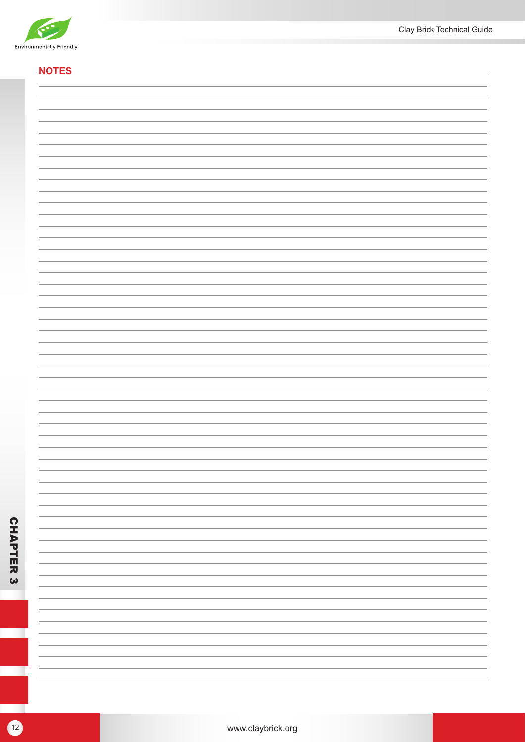## NOTES